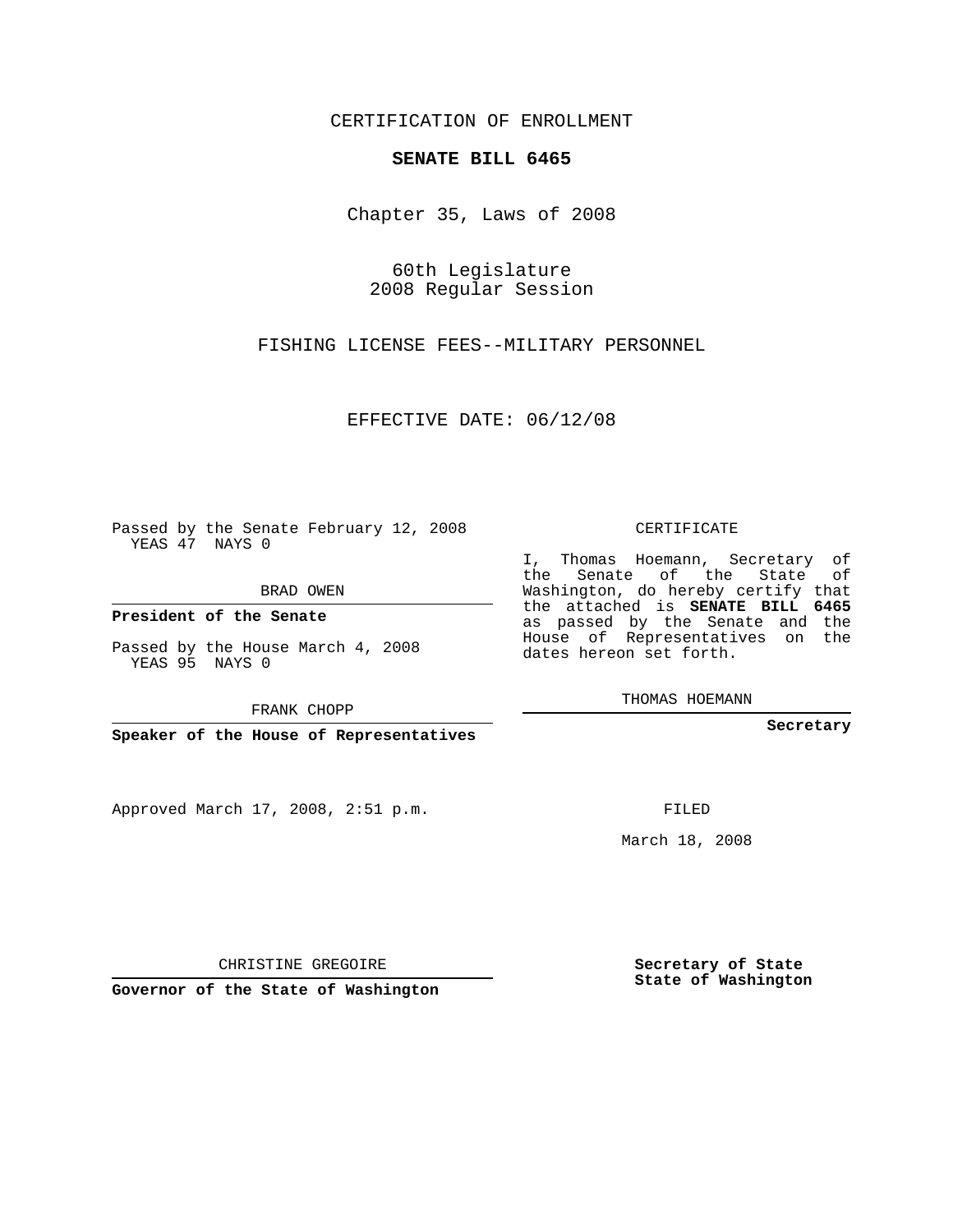CERTIFICATION OF ENROLLMENT

**SENATE BILL 6465**

Chapter 35, Laws of 2008

60th Legislature
2008 Regular Session

FISHING LICENSE FEES--MILITARY PERSONNEL

EFFECTIVE DATE: 06/12/08

Passed by the Senate February 12, 2008
YEAS 47 NAYS 0

BRAD OWEN

**President of the Senate**

Passed by the House March 4, 2008
YEAS 95 NAYS 0

FRANK CHOPP

**Speaker of the House of Representatives**

Approved March 17, 2008, 2:51 p.m.

CHRISTINE GREGOIRE

**Governor of the State of Washington**

CERTIFICATE

I, Thomas Hoemann, Secretary of the Senate of the State of Washington, do hereby certify that the attached is **SENATE BILL 6465** as passed by the Senate and the House of Representatives on the dates hereon set forth.

THOMAS HOEMANN

**Secretary**

FILED

March 18, 2008

**Secretary of State**
**State of Washington**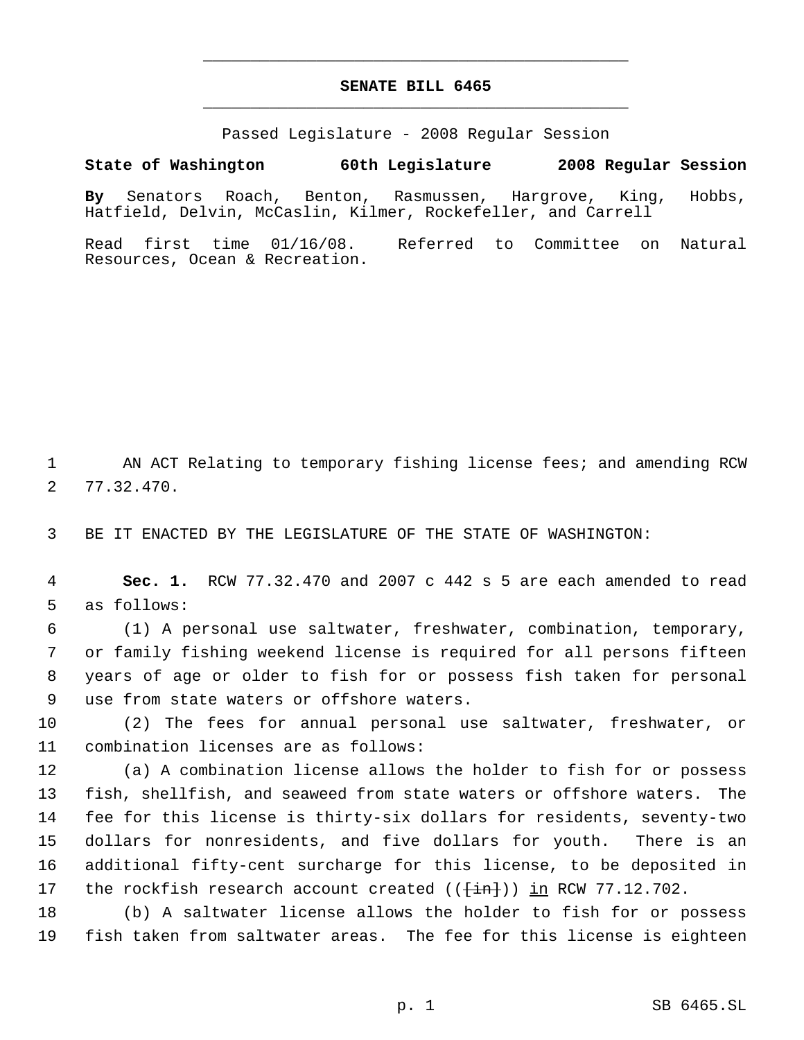# SENATE BILL 6465

Passed Legislature - 2008 Regular Session

**State of Washington 60th Legislature 2008 Regular Session**

**By** Senators Roach, Benton, Rasmussen, Hargrove, King, Hobbs, Hatfield, Delvin, McCaslin, Kilmer, Rockefeller, and Carrell

Read first time 01/16/08. Referred to Committee on Natural Resources, Ocean & Recreation.

1 AN ACT Relating to temporary fishing license fees; and amending RCW
2 77.32.470.

3 BE IT ENACTED BY THE LEGISLATURE OF THE STATE OF WASHINGTON:

4 **Sec. 1.** RCW 77.32.470 and 2007 c 442 s 5 are each amended to read
5 as follows:

6 (1) A personal use saltwater, freshwater, combination, temporary,
7 or family fishing weekend license is required for all persons fifteen
8 years of age or older to fish for or possess fish taken for personal
9 use from state waters or offshore waters.

10 (2) The fees for annual personal use saltwater, freshwater, or
11 combination licenses are as follows:

12 (a) A combination license allows the holder to fish for or possess
13 fish, shellfish, and seaweed from state waters or offshore waters. The
14 fee for this license is thirty-six dollars for residents, seventy-two
15 dollars for nonresidents, and five dollars for youth. There is an
16 additional fifty-cent surcharge for this license, to be deposited in
17 the rockfish research account created (([in])) in RCW 77.12.702.

18 (b) A saltwater license allows the holder to fish for or possess
19 fish taken from saltwater areas. The fee for this license is eighteen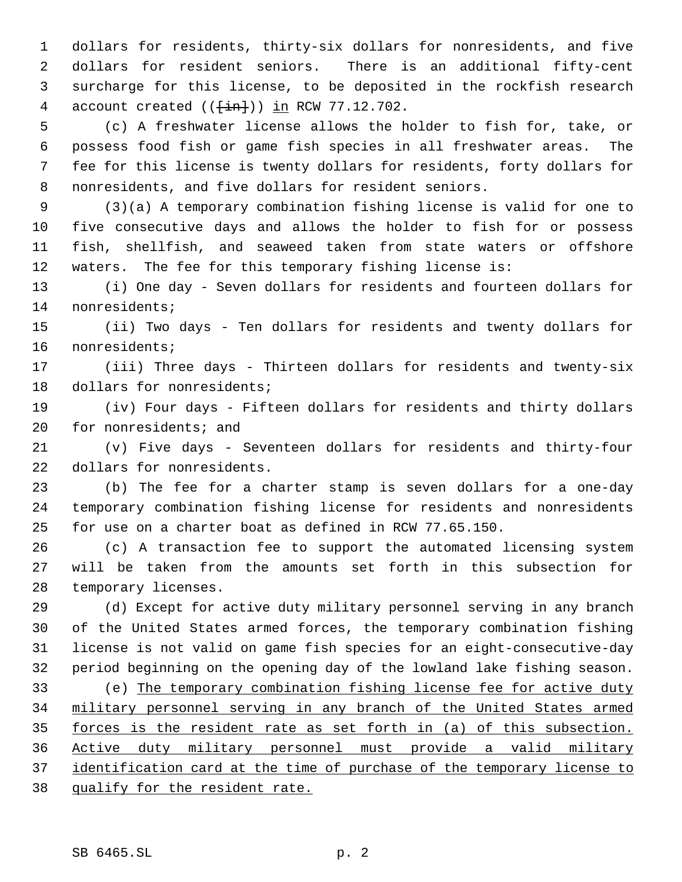dollars for residents, thirty-six dollars for nonresidents, and five dollars for resident seniors. There is an additional fifty-cent surcharge for this license, to be deposited in the rockfish research account created ((~~[in]~~)) <u>in</u> RCW 77.12.702.

(c) A freshwater license allows the holder to fish for, take, or possess food fish or game fish species in all freshwater areas. The fee for this license is twenty dollars for residents, forty dollars for nonresidents, and five dollars for resident seniors.

(3)(a) A temporary combination fishing license is valid for one to five consecutive days and allows the holder to fish for or possess fish, shellfish, and seaweed taken from state waters or offshore waters. The fee for this temporary fishing license is:

(i) One day - Seven dollars for residents and fourteen dollars for nonresidents;

(ii) Two days - Ten dollars for residents and twenty dollars for nonresidents;

(iii) Three days - Thirteen dollars for residents and twenty-six dollars for nonresidents;

(iv) Four days - Fifteen dollars for residents and thirty dollars for nonresidents; and

(v) Five days - Seventeen dollars for residents and thirty-four dollars for nonresidents.

(b) The fee for a charter stamp is seven dollars for a one-day temporary combination fishing license for residents and nonresidents for use on a charter boat as defined in RCW 77.65.150.

(c) A transaction fee to support the automated licensing system will be taken from the amounts set forth in this subsection for temporary licenses.

(d) Except for active duty military personnel serving in any branch of the United States armed forces, the temporary combination fishing license is not valid on game fish species for an eight-consecutive-day period beginning on the opening day of the lowland lake fishing season.

(e) <u>The temporary combination fishing license fee for active duty military personnel serving in any branch of the United States armed forces is the resident rate as set forth in (a) of this subsection. Active duty military personnel must provide a valid military identification card at the time of purchase of the temporary license to qualify for the resident rate.</u>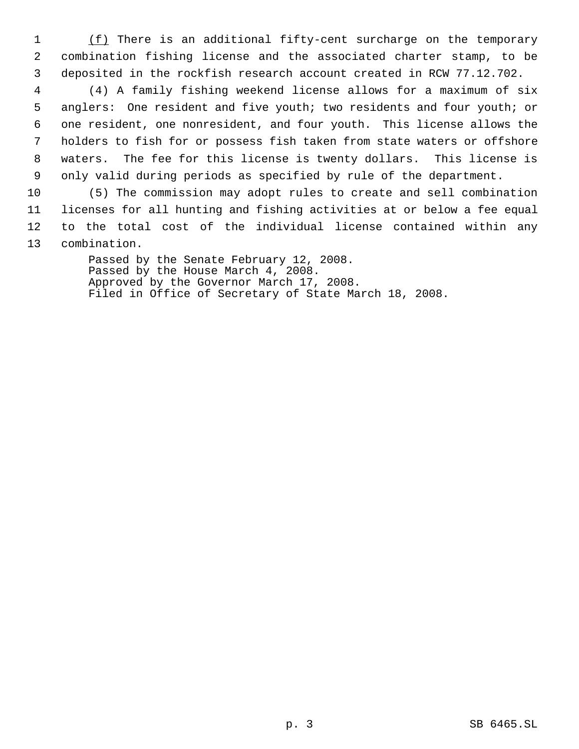(f) There is an additional fifty-cent surcharge on the temporary combination fishing license and the associated charter stamp, to be deposited in the rockfish research account created in RCW 77.12.702.

(4) A family fishing weekend license allows for a maximum of six anglers: One resident and five youth; two residents and four youth; or one resident, one nonresident, and four youth. This license allows the holders to fish for or possess fish taken from state waters or offshore waters. The fee for this license is twenty dollars. This license is only valid during periods as specified by rule of the department.

(5) The commission may adopt rules to create and sell combination licenses for all hunting and fishing activities at or below a fee equal to the total cost of the individual license contained within any combination.

Passed by the Senate February 12, 2008.
Passed by the House March 4, 2008.
Approved by the Governor March 17, 2008.
Filed in Office of Secretary of State March 18, 2008.